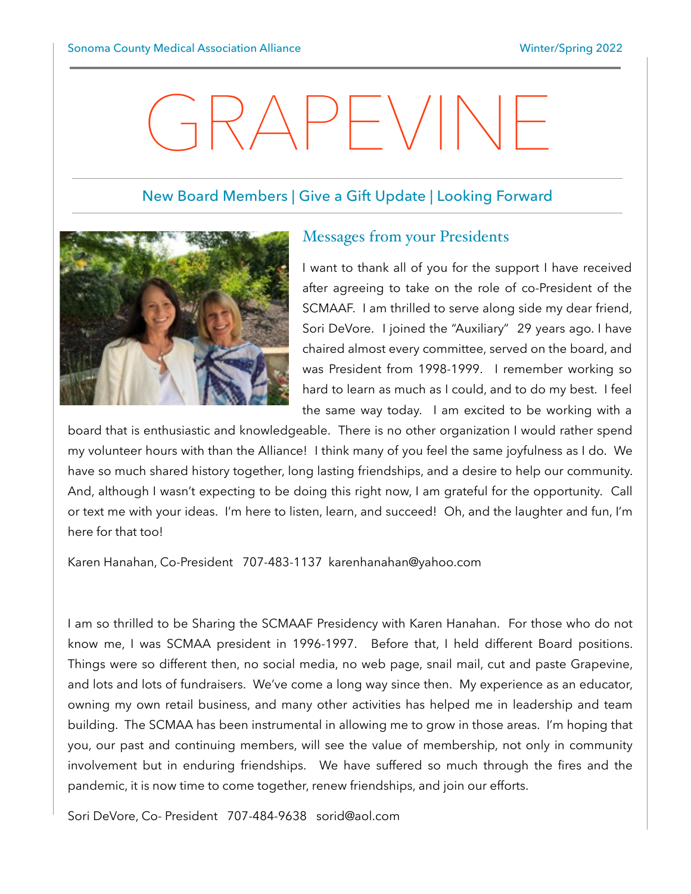# GRAPEVINE

New Board Members | Give a Gift Update | Looking Forward

## Messages from your Presidents

I want to thank all of you for the support I have received after agreeing to take on the role of co-President of the SCMAAF. I am thrilled to serve along side my dear friend, Sori DeVore. I joined the "Auxiliary" 29 years ago. I have chaired almost every committee, served on the board, and was President from 1998-1999. I remember working so hard to learn as much as I could, and to do my best. I feel the same way today. I am excited to be working with a board that is enthusiastic and knowledgeable. There is no other organization I would rather spend my volunteer hours with than the Alliance! I think many of you feel the same joyfulness as I do. We have so much shared history together, long lasting friendships, and a desire to help our community. And, although I wasn't expecting to be doing this right now, I am grateful for the opportunity. Call or text me with your ideas. I'm here to listen, learn, and succeed! Oh, and the laughter and fun, I'm here for that too!

Karen Hanahan, Co-President 707-483-1137 karenhanahan@yahoo.com

I am so thrilled to be Sharing the SCMAAF Presidency with Karen Hanahan. For those who do not know me, I was SCMAA president in 1996-1997. Before that, I held different Board positions. Things were so different then, no social media, no web page, snail mail, cut and paste Grapevine, and lots and lots of fundraisers. We've come a long way since then. My experience as an educator, owning my own retail business, and many other activities has helped me in leadership and team building. The SCMAA has been instrumental in allowing me to grow in those areas. I'm hoping that you, our past and continuing members, will see the value of membership, not only in community involvement but in enduring friendships. We have suffered so much through the fires and the pandemic, it is now time to come together, renew friendships, and join our efforts.

Sori DeVore, Co- President 707-484-9638 sorid@aol.com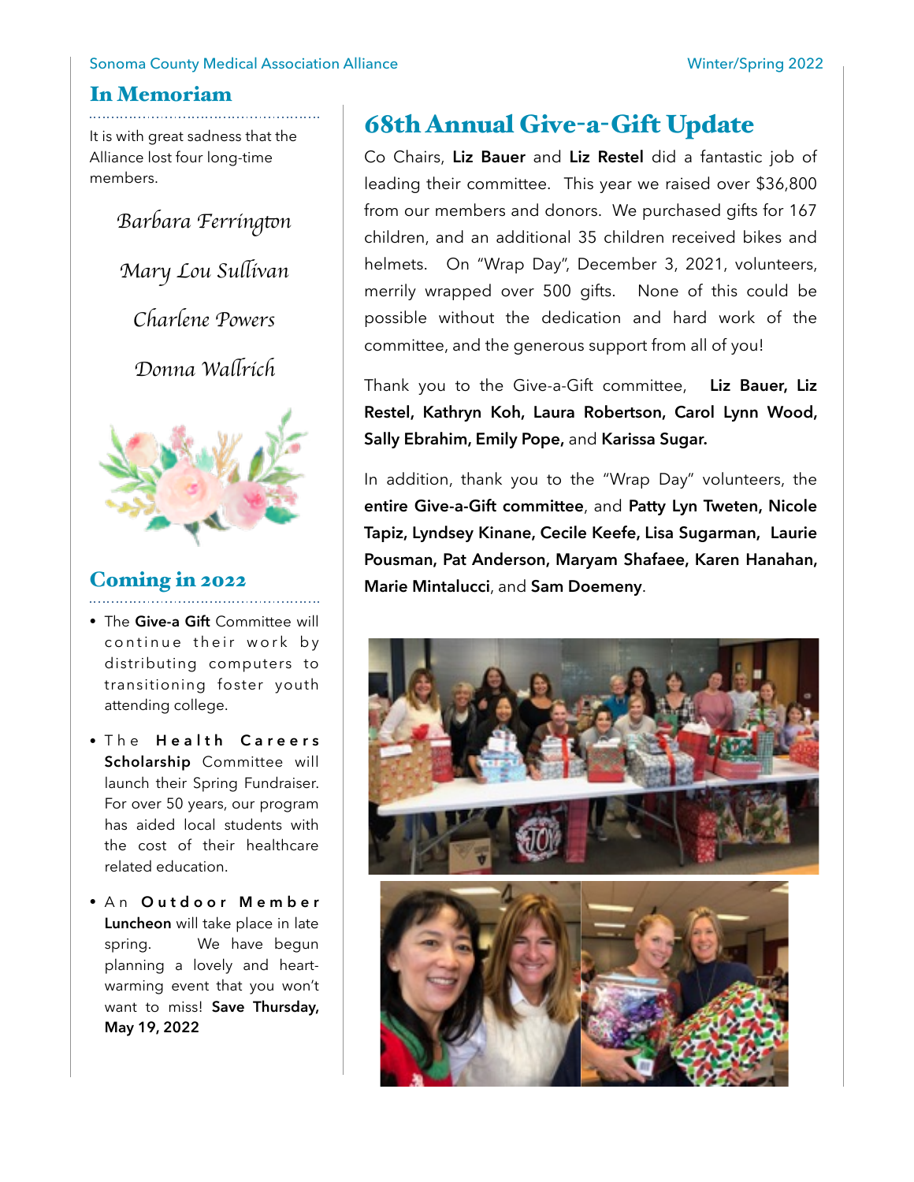## In Memoriam

It is with great sadness that the Alliance lost four long-time members.

*Barbara Ferrington*

*Mary Lou Sullivan*

*Charlene Powers*

*Donna Wallrich*

## Coming in 2022

- The **Give-a Gift** Committee will continue their work by distributing computers to transitioning foster youth attending college.
- The **Health Careers Scholarship** Committee will launch their Spring Fundraiser. For over 50 years, our program has aided local students with the cost of their healthcare related education.
- An **Outdoor Member Luncheon** will take place in late spring. We have begun planning a lovely and heart-warming event that you won't want to miss! **Save Thursday, May 19, 2022**

## 68th Annual Give-a-Gift Update

Co Chairs, **Liz Bauer** and **Liz Restel** did a fantastic job of leading their committee. This year we raised over $36,800 from our members and donors. We purchased gifts for 167 children, and an additional 35 children received bikes and helmets. On "Wrap Day", December 3, 2021, volunteers, merrily wrapped over 500 gifts. None of this could be possible without the dedication and hard work of the committee, and the generous support from all of you!

Thank you to the Give-a-Gift committee, **Liz Bauer, Liz Restel, Kathryn Koh, Laura Robertson, Carol Lynn Wood, Sally Ebrahim, Emily Pope,** and **Karissa Sugar.**

In addition, thank you to the "Wrap Day" volunteers, the **entire Give-a-Gift committee**, and **Patty Lyn Tweten, Nicole Tapiz, Lyndsey Kinane, Cecile Keefe, Lisa Sugarman, Laurie Pousman, Pat Anderson, Maryam Shafaee, Karen Hanahan, Marie Mintalucci**, and **Sam Doemeny**.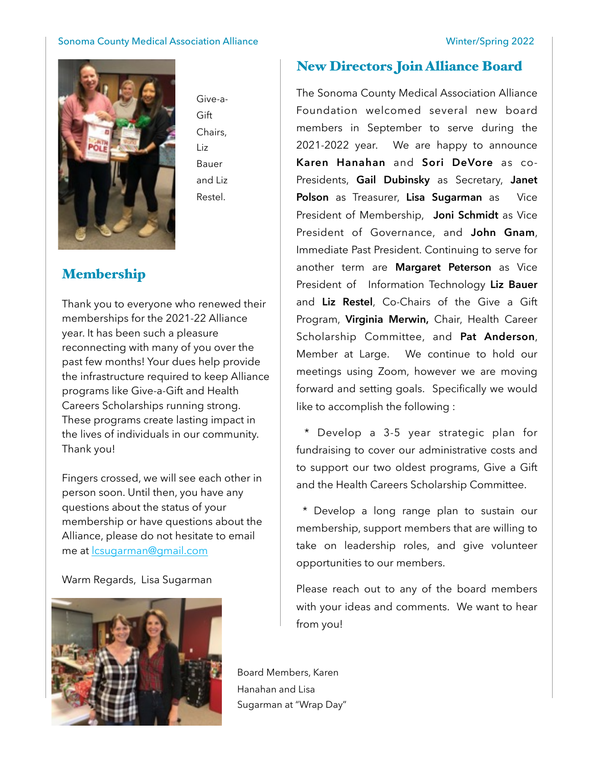Give-a-Gift Chairs, Liz Bauer and Liz Restel.

## Membership

Thank you to everyone who renewed their memberships for the 2021-22 Alliance year. It has been such a pleasure reconnecting with many of you over the past few months! Your dues help provide the infrastructure required to keep Alliance programs like Give-a-Gift and Health Careers Scholarships running strong. These programs create lasting impact in the lives of individuals in our community. Thank you!

Fingers crossed, we will see each other in person soon. Until then, you have any questions about the status of your membership or have questions about the Alliance, please do not hesitate to email me at lcsugarman@gmail.com

Warm Regards, Lisa Sugarman

Board Members, Karen Hanahan and Lisa Sugarman at "Wrap Day"

## New Directors Join Alliance Board

The Sonoma County Medical Association Alliance Foundation welcomed several new board members in September to serve during the 2021-2022 year. We are happy to announce **Karen Hanahan** and **Sori DeVore** as co-Presidents, **Gail Dubinsky** as Secretary, **Janet Polson** as Treasurer, **Lisa Sugarman** as Vice President of Membership, **Joni Schmidt** as Vice President of Governance, and **John Gnam**, Immediate Past President. Continuing to serve for another term are **Margaret Peterson** as Vice President of Information Technology **Liz Bauer** and **Liz Restel**, Co-Chairs of the Give a Gift Program, **Virginia Merwin,** Chair, Health Career Scholarship Committee, and **Pat Anderson**, Member at Large. We continue to hold our meetings using Zoom, however we are moving forward and setting goals. Specifically we would like to accomplish the following :

* Develop a 3-5 year strategic plan for fundraising to cover our administrative costs and to support our two oldest programs, Give a Gift and the Health Careers Scholarship Committee.

* Develop a long range plan to sustain our membership, support members that are willing to take on leadership roles, and give volunteer opportunities to our members.

Please reach out to any of the board members with your ideas and comments. We want to hear from you!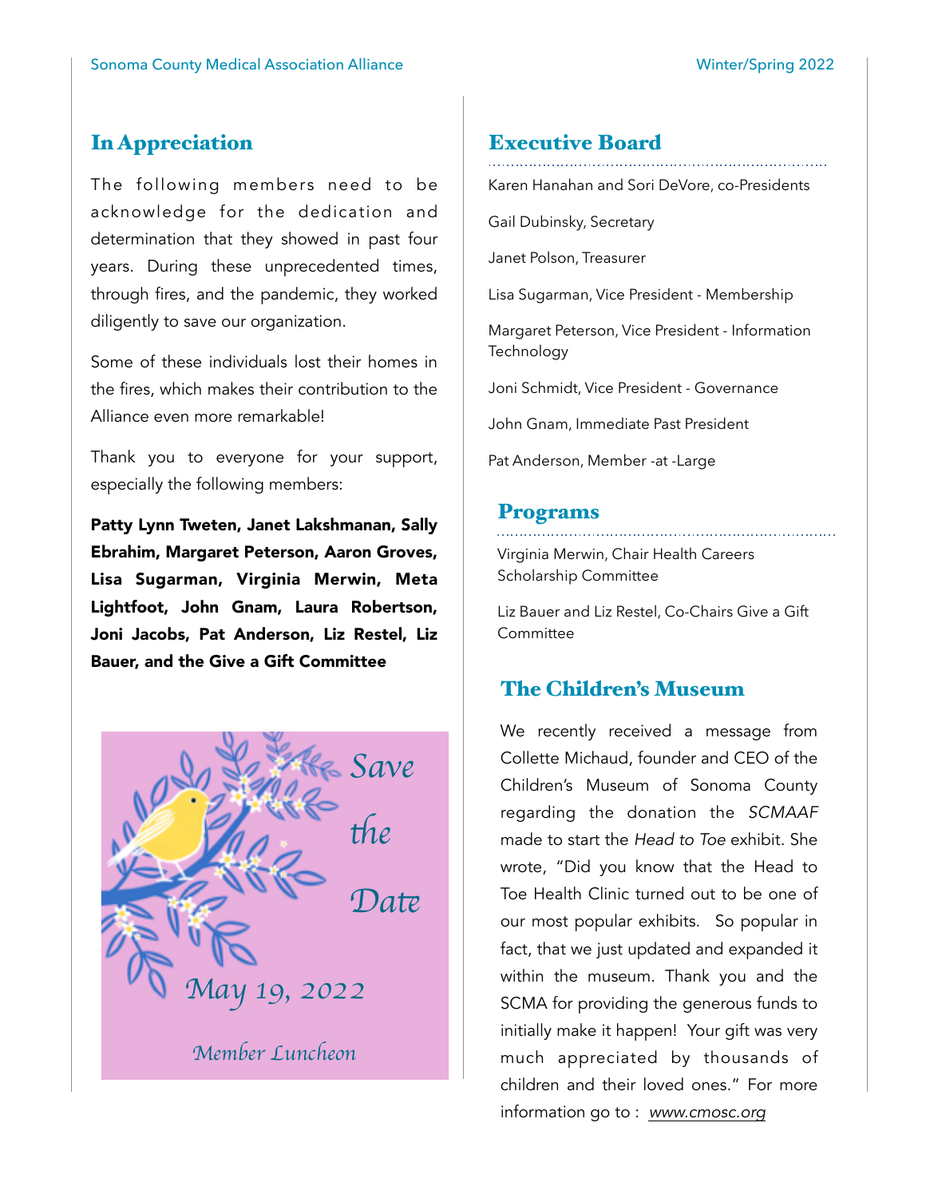## In Appreciation

The following members need to be acknowledge for the dedication and determination that they showed in past four years. During these unprecedented times, through fires, and the pandemic, they worked diligently to save our organization.

Some of these individuals lost their homes in the fires, which makes their contribution to the Alliance even more remarkable!

Thank you to everyone for your support, especially the following members:

**Patty Lynn Tweten, Janet Lakshmanan, Sally Ebrahim, Margaret Peterson, Aaron Groves, Lisa Sugarman, Virginia Merwin, Meta Lightfoot, John Gnam, Laura Robertson, Joni Jacobs, Pat Anderson, Liz Restel, Liz Bauer, and the Give a Gift Committee**

*Save the Date*

*May 19, 2022*

*Member Luncheon*

## Executive Board

Karen Hanahan and Sori DeVore, co-Presidents

Gail Dubinsky, Secretary

Janet Polson, Treasurer

Lisa Sugarman, Vice President - Membership

Margaret Peterson, Vice President - Information Technology

Joni Schmidt, Vice President - Governance

John Gnam, Immediate Past President

Pat Anderson, Member -at -Large

## Programs

Virginia Merwin, Chair Health Careers Scholarship Committee

Liz Bauer and Liz Restel, Co-Chairs Give a Gift Committee

## The Children's Museum

We recently received a message from Collette Michaud, founder and CEO of the Children's Museum of Sonoma County regarding the donation the *SCMAAF* made to start the *Head to Toe* exhibit. She wrote, "Did you know that the Head to Toe Health Clinic turned out to be one of our most popular exhibits. So popular in fact, that we just updated and expanded it within the museum. Thank you and the SCMA for providing the generous funds to initially make it happen! Your gift was very much appreciated by thousands of children and their loved ones." For more information go to : *www.cmosc.org*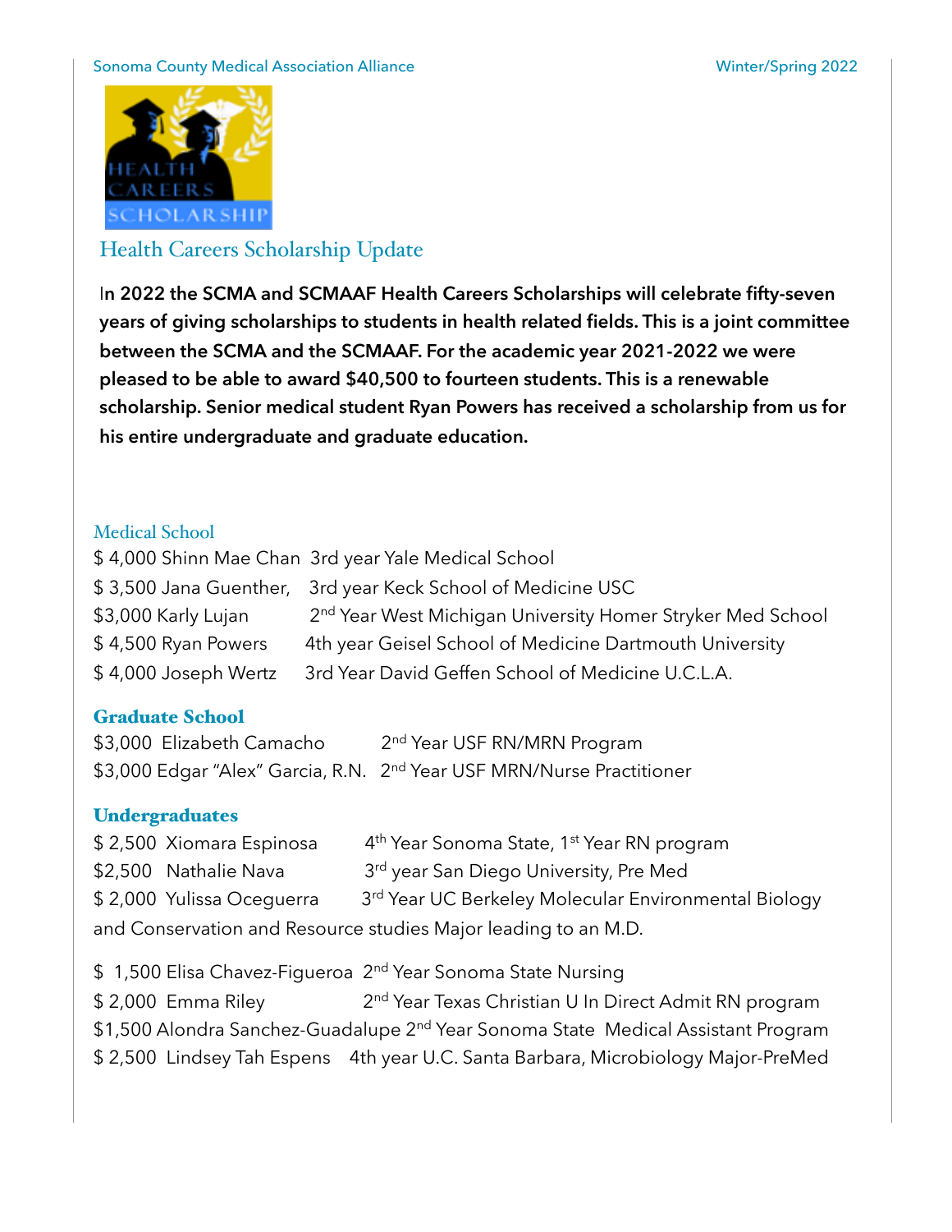## Health Careers Scholarship Update

**In 2022 the SCMA and SCMAAF Health Careers Scholarships will celebrate fifty-seven years of giving scholarships to students in health related fields. This is a joint committee between the SCMA and the SCMAAF. For the academic year 2021-2022 we were pleased to be able to award $40,500 to fourteen students. This is a renewable scholarship. Senior medical student Ryan Powers has received a scholarship from us for his entire undergraduate and graduate education.**

### Medical School

$ 4,000 Shinn Mae Chan 3rd year Yale Medical School
$ 3,500 Jana Guenther, 3rd year Keck School of Medicine USC
$3,000 Karly Lujan 2nd Year West Michigan University Homer Stryker Med School
$ 4,500 Ryan Powers 4th year Geisel School of Medicine Dartmouth University
$ 4,000 Joseph Wertz 3rd Year David Geffen School of Medicine U.C.L.A.

### Graduate School

$3,000 Elizabeth Camacho 2nd Year USF RN/MRN Program
$3,000 Edgar "Alex" Garcia, R.N. 2nd Year USF MRN/Nurse Practitioner

### Undergraduates

$ 2,500 Xiomara Espinosa 4th Year Sonoma State, 1st Year RN program
$2,500 Nathalie Nava 3rd year San Diego University, Pre Med
$ 2,000 Yulissa Oceguerra 3rd Year UC Berkeley Molecular Environmental Biology and Conservation and Resource studies Major leading to an M.D.

$ 1,500 Elisa Chavez-Figueroa 2nd Year Sonoma State Nursing
$ 2,000 Emma Riley 2nd Year Texas Christian U In Direct Admit RN program
$1,500 Alondra Sanchez-Guadalupe 2nd Year Sonoma State Medical Assistant Program
$ 2,500 Lindsey Tah Espens 4th year U.C. Santa Barbara, Microbiology Major-PreMed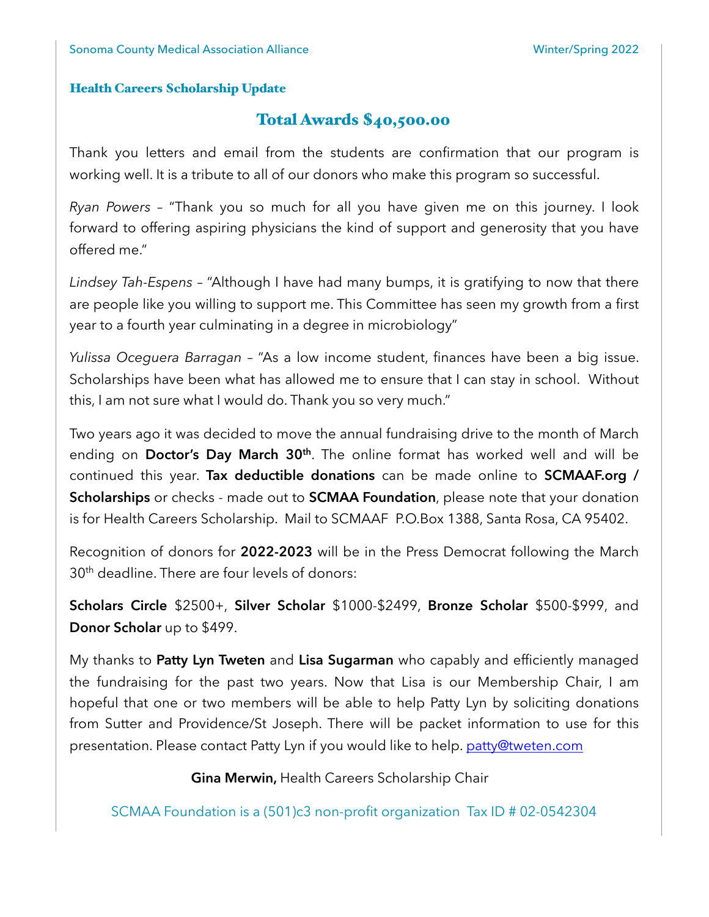## Health Careers Scholarship Update

### Total Awards $40,500.00

Thank you letters and email from the students are confirmation that our program is working well. It is a tribute to all of our donors who make this program so successful.

*Ryan Powers* – "Thank you so much for all you have given me on this journey. I look forward to offering aspiring physicians the kind of support and generosity that you have offered me."

*Lindsey Tah-Espens* – "Although I have had many bumps, it is gratifying to now that there are people like you willing to support me. This Committee has seen my growth from a first year to a fourth year culminating in a degree in microbiology"

*Yulissa Oceguera Barragan* – "As a low income student, finances have been a big issue. Scholarships have been what has allowed me to ensure that I can stay in school. Without this, I am not sure what I would do. Thank you so very much."

Two years ago it was decided to move the annual fundraising drive to the month of March ending on **Doctor's Day March 30th**. The online format has worked well and will be continued this year. **Tax deductible donations** can be made online to **SCMAAF.org / Scholarships** or checks - made out to **SCMAA Foundation**, please note that your donation is for Health Careers Scholarship. Mail to SCMAAF P.O.Box 1388, Santa Rosa, CA 95402.

Recognition of donors for **2022-2023** will be in the Press Democrat following the March 30th deadline. There are four levels of donors:

**Scholars Circle** $2500+, **Silver Scholar** $1000-$2499, **Bronze Scholar** $500-$999, and **Donor Scholar** up to $499.

My thanks to **Patty Lyn Tweten** and **Lisa Sugarman** who capably and efficiently managed the fundraising for the past two years. Now that Lisa is our Membership Chair, I am hopeful that one or two members will be able to help Patty Lyn by soliciting donations from Sutter and Providence/St Joseph. There will be packet information to use for this presentation. Please contact Patty Lyn if you would like to help. patty@tweten.com

**Gina Merwin,** Health Careers Scholarship Chair

SCMAA Foundation is a (501)c3 non-profit organization Tax ID # 02-0542304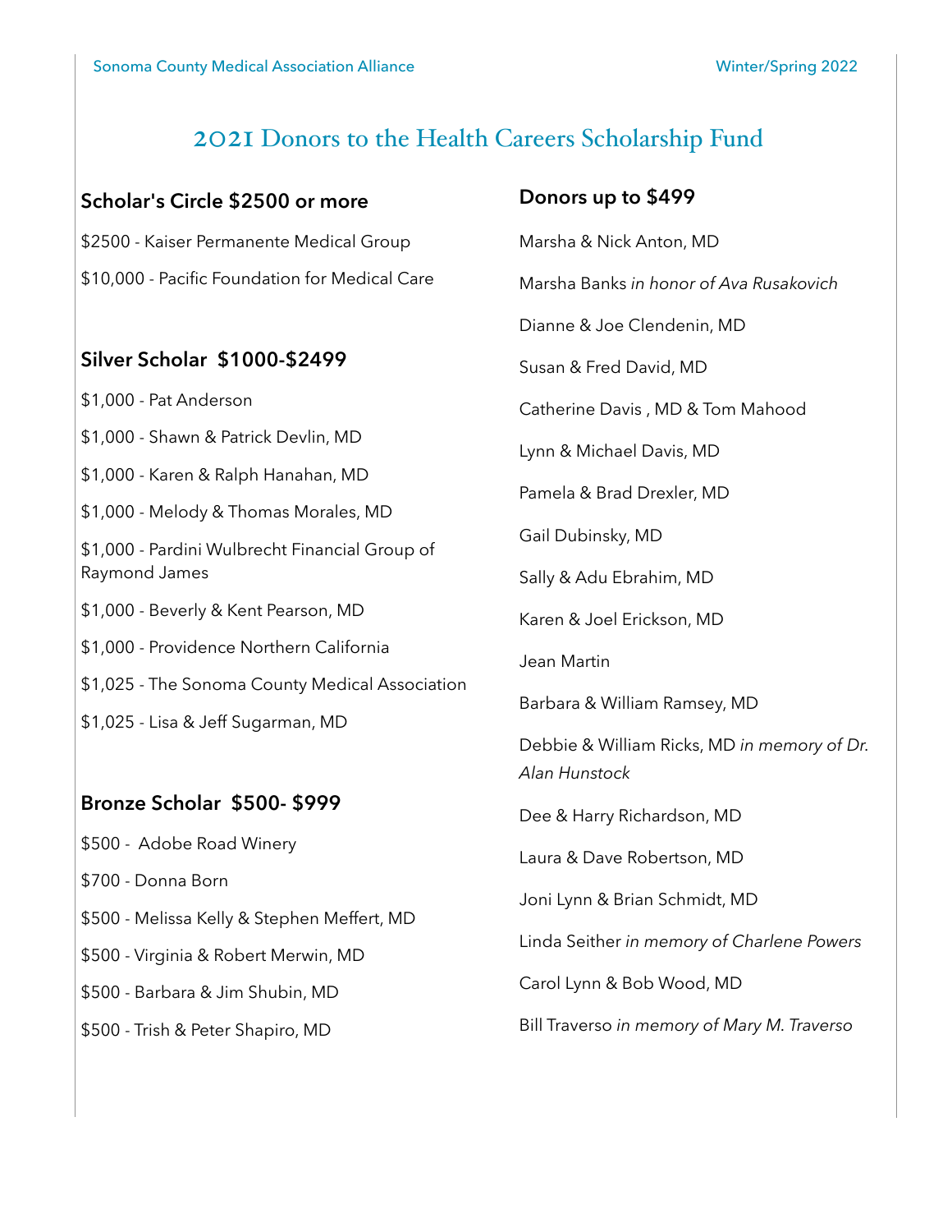# 2021 Donors to the Health Careers Scholarship Fund

### Scholar's Circle $2500 or more

$2500 - Kaiser Permanente Medical Group

$10,000 - Pacific Foundation for Medical Care

### Silver Scholar $1000-$2499

$1,000 - Pat Anderson

$1,000 - Shawn & Patrick Devlin, MD

$1,000 - Karen & Ralph Hanahan, MD

$1,000 - Melody & Thomas Morales, MD

$1,000 - Pardini Wulbrecht Financial Group of Raymond James

$1,000 - Beverly & Kent Pearson, MD

$1,000 - Providence Northern California

$1,025 - The Sonoma County Medical Association

$1,025 - Lisa & Jeff Sugarman, MD

### Bronze Scholar $500- $999

$500 - Adobe Road Winery

$700 - Donna Born

$500 - Melissa Kelly & Stephen Meffert, MD

$500 - Virginia & Robert Merwin, MD

$500 - Barbara & Jim Shubin, MD

$500 - Trish & Peter Shapiro, MD

### Donors up to $499

Marsha & Nick Anton, MD

Marsha Banks *in honor of Ava Rusakovich*

Dianne & Joe Clendenin, MD

Susan & Fred David, MD

Catherine Davis , MD & Tom Mahood

Lynn & Michael Davis, MD

Pamela & Brad Drexler, MD

Gail Dubinsky, MD

Sally & Adu Ebrahim, MD

Karen & Joel Erickson, MD

Jean Martin

Barbara & William Ramsey, MD

Debbie & William Ricks, MD *in memory of Dr. Alan Hunstock*

Dee & Harry Richardson, MD

Laura & Dave Robertson, MD

Joni Lynn & Brian Schmidt, MD

Linda Seither *in memory of Charlene Powers*

Carol Lynn & Bob Wood, MD

Bill Traverso *in memory of Mary M. Traverso*